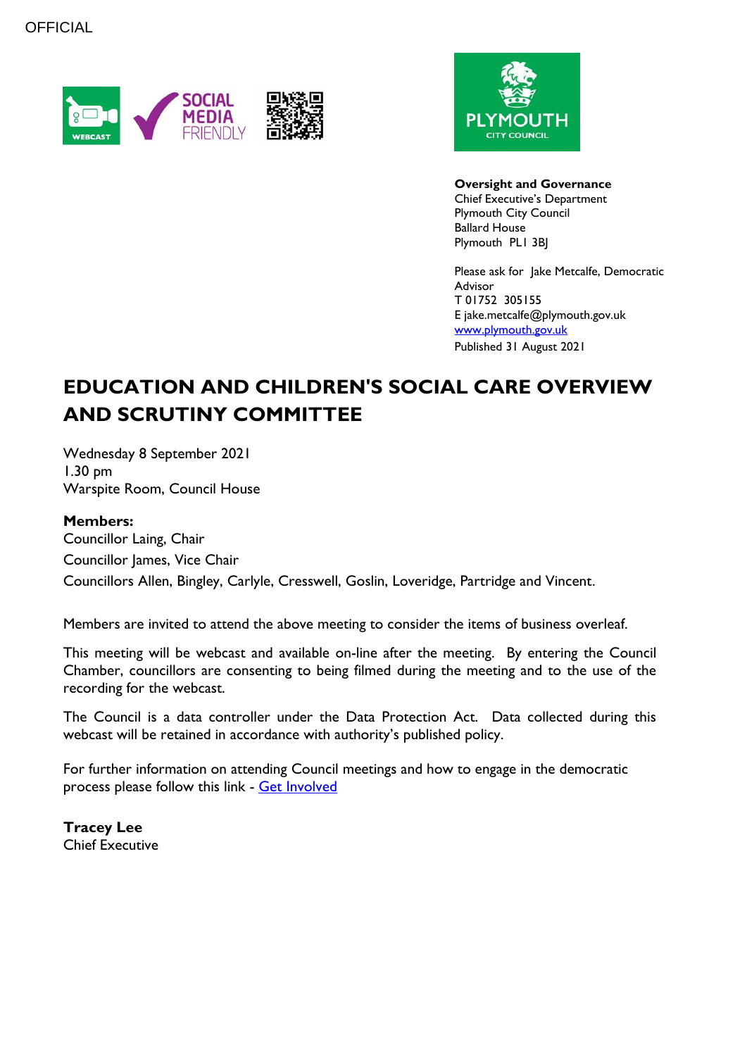OFFICIAL

**Oversight and Governance**
Chief Executive's Department
Plymouth City Council
Ballard House
Plymouth PL1 3BJ

Please ask for Jake Metcalfe, Democratic Advisor
T 01752 305155
E jake.metcalfe@plymouth.gov.uk
[www.plymouth.gov.uk](http://www.plymouth.gov.uk)
Published 31 August 2021

# EDUCATION AND CHILDREN'S SOCIAL CARE OVERVIEW AND SCRUTINY COMMITTEE

Wednesday 8 September 2021
1.30 pm
Warspite Room, Council House

**Members:**
Councillor Laing, Chair
Councillor James, Vice Chair
Councillors Allen, Bingley, Carlyle, Cresswell, Goslin, Loveridge, Partridge and Vincent.

Members are invited to attend the above meeting to consider the items of business overleaf.

This meeting will be webcast and available on-line after the meeting. By entering the Council Chamber, councillors are consenting to being filmed during the meeting and to the use of the recording for the webcast.

The Council is a data controller under the Data Protection Act. Data collected during this webcast will be retained in accordance with authority's published policy.

For further information on attending Council meetings and how to engage in the democratic process please follow this link - Get Involved

**Tracey Lee**
Chief Executive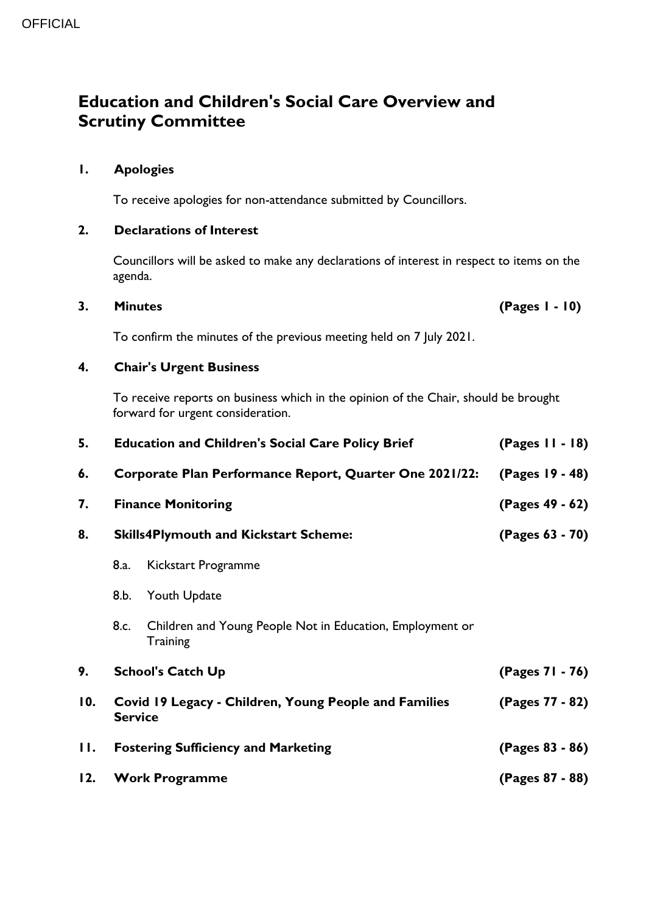OFFICIAL

# Education and Children's Social Care Overview and Scrutiny Committee

**1. Apologies**

To receive apologies for non-attendance submitted by Councillors.

**2. Declarations of Interest**

Councillors will be asked to make any declarations of interest in respect to items on the agenda.

**3. Minutes** **(Pages 1 - 10)**

To confirm the minutes of the previous meeting held on 7 July 2021.

**4. Chair's Urgent Business**

To receive reports on business which in the opinion of the Chair, should be brought forward for urgent consideration.

**5. Education and Children's Social Care Policy Brief** **(Pages 11 - 18)**

**6. Corporate Plan Performance Report, Quarter One 2021/22:** **(Pages 19 - 48)**

**7. Finance Monitoring** **(Pages 49 - 62)**

**8. Skills4Plymouth and Kickstart Scheme:** **(Pages 63 - 70)**

8.a. Kickstart Programme

8.b. Youth Update

8.c. Children and Young People Not in Education, Employment or Training

**9. School's Catch Up** **(Pages 71 - 76)**

**10. Covid 19 Legacy - Children, Young People and Families Service** **(Pages 77 - 82)**

**11. Fostering Sufficiency and Marketing** **(Pages 83 - 86)**

**12. Work Programme** **(Pages 87 - 88)**